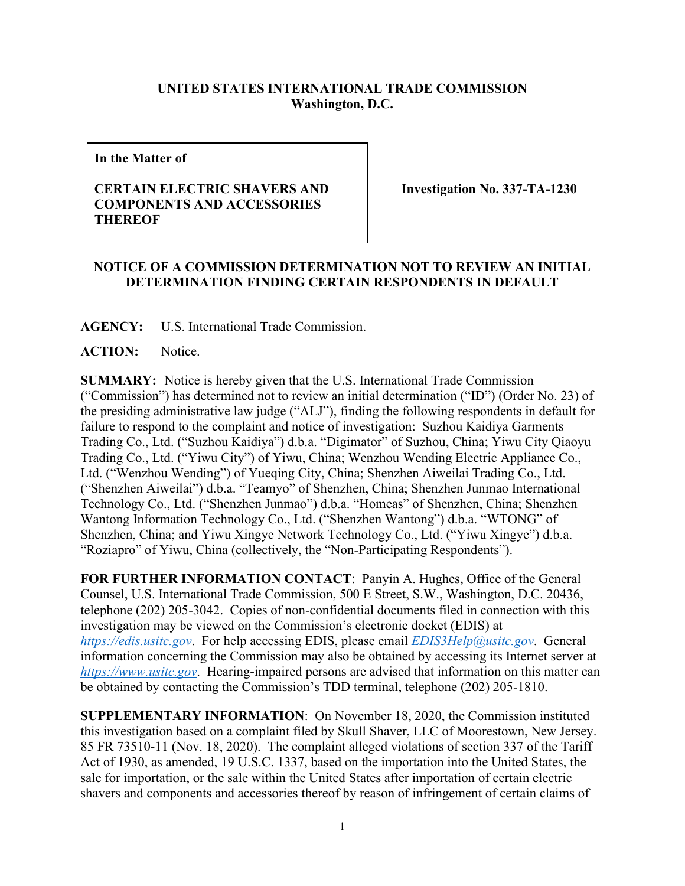**UNITED STATES INTERNATIONAL TRADE COMMISSION**
**Washington, D.C.**

**In the Matter of**

**CERTAIN ELECTRIC SHAVERS AND COMPONENTS AND ACCESSORIES THEREOF**

**Investigation No. 337-TA-1230**

## NOTICE OF A COMMISSION DETERMINATION NOT TO REVIEW AN INITIAL DETERMINATION FINDING CERTAIN RESPONDENTS IN DEFAULT

**AGENCY:** U.S. International Trade Commission.

**ACTION:** Notice.

**SUMMARY:** Notice is hereby given that the U.S. International Trade Commission ("Commission") has determined not to review an initial determination ("ID") (Order No. 23) of the presiding administrative law judge ("ALJ"), finding the following respondents in default for failure to respond to the complaint and notice of investigation: Suzhou Kaidiya Garments Trading Co., Ltd. ("Suzhou Kaidiya") d.b.a. "Digimator" of Suzhou, China; Yiwu City Qiaoyu Trading Co., Ltd. ("Yiwu City") of Yiwu, China; Wenzhou Wending Electric Appliance Co., Ltd. ("Wenzhou Wending") of Yueqing City, China; Shenzhen Aiweilai Trading Co., Ltd. ("Shenzhen Aiweilai") d.b.a. "Teamyo" of Shenzhen, China; Shenzhen Junmao International Technology Co., Ltd. ("Shenzhen Junmao") d.b.a. "Homeas" of Shenzhen, China; Shenzhen Wantong Information Technology Co., Ltd. ("Shenzhen Wantong") d.b.a. "WTONG" of Shenzhen, China; and Yiwu Xingye Network Technology Co., Ltd. ("Yiwu Xingye") d.b.a. "Roziapro" of Yiwu, China (collectively, the "Non-Participating Respondents").

**FOR FURTHER INFORMATION CONTACT**: Panyin A. Hughes, Office of the General Counsel, U.S. International Trade Commission, 500 E Street, S.W., Washington, D.C. 20436, telephone (202) 205-3042. Copies of non-confidential documents filed in connection with this investigation may be viewed on the Commission's electronic docket (EDIS) at *https://edis.usitc.gov*. For help accessing EDIS, please email *EDIS3Help@usitc.gov*. General information concerning the Commission may also be obtained by accessing its Internet server at *https://www.usitc.gov*. Hearing-impaired persons are advised that information on this matter can be obtained by contacting the Commission's TDD terminal, telephone (202) 205-1810.

**SUPPLEMENTARY INFORMATION**: On November 18, 2020, the Commission instituted this investigation based on a complaint filed by Skull Shaver, LLC of Moorestown, New Jersey. 85 FR 73510-11 (Nov. 18, 2020). The complaint alleged violations of section 337 of the Tariff Act of 1930, as amended, 19 U.S.C. 1337, based on the importation into the United States, the sale for importation, or the sale within the United States after importation of certain electric shavers and components and accessories thereof by reason of infringement of certain claims of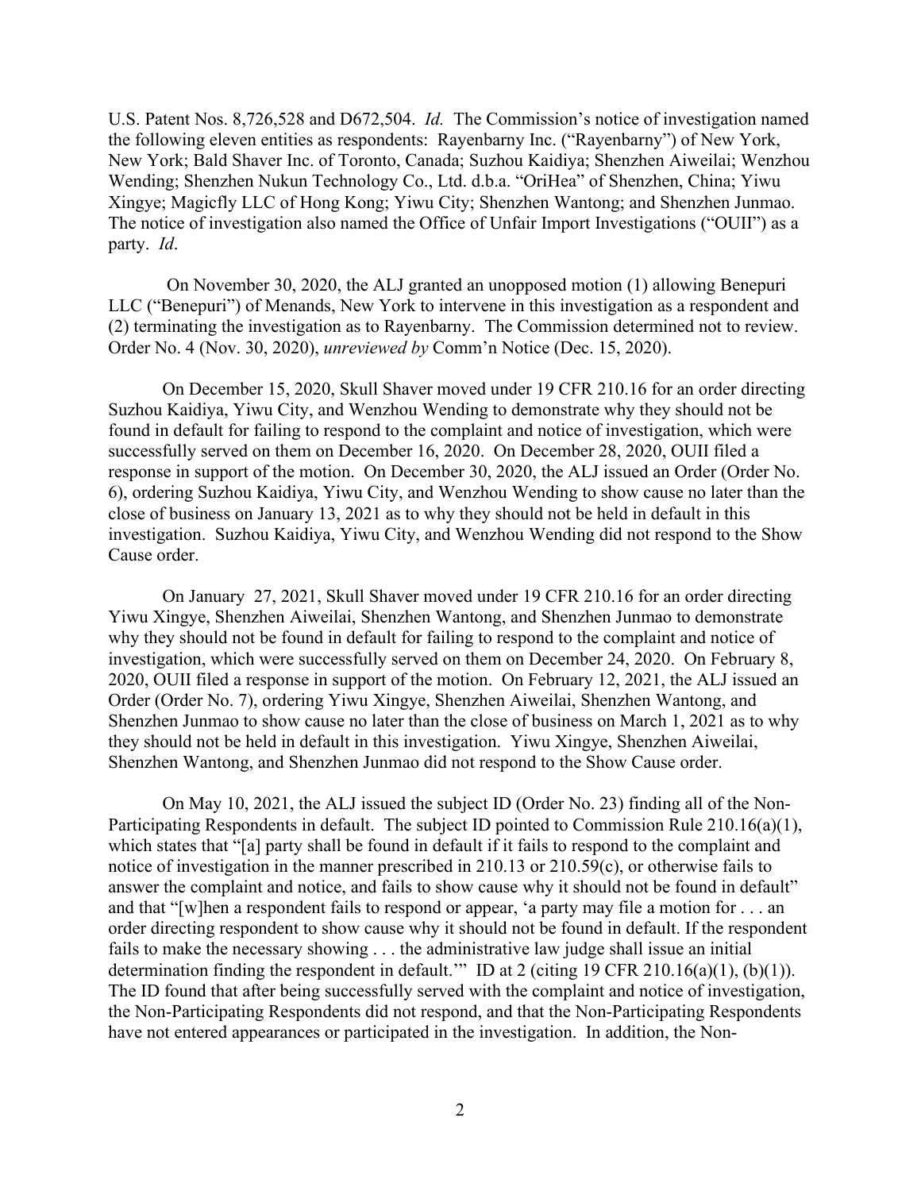U.S. Patent Nos. 8,726,528 and D672,504. *Id.* The Commission's notice of investigation named the following eleven entities as respondents: Rayenbarny Inc. ("Rayenbarny") of New York, New York; Bald Shaver Inc. of Toronto, Canada; Suzhou Kaidiya; Shenzhen Aiweilai; Wenzhou Wending; Shenzhen Nukun Technology Co., Ltd. d.b.a. "OriHea" of Shenzhen, China; Yiwu Xingye; Magicfly LLC of Hong Kong; Yiwu City; Shenzhen Wantong; and Shenzhen Junmao. The notice of investigation also named the Office of Unfair Import Investigations ("OUII") as a party. *Id*.

On November 30, 2020, the ALJ granted an unopposed motion (1) allowing Benepuri LLC ("Benepuri") of Menands, New York to intervene in this investigation as a respondent and (2) terminating the investigation as to Rayenbarny. The Commission determined not to review. Order No. 4 (Nov. 30, 2020), *unreviewed by* Comm'n Notice (Dec. 15, 2020).

On December 15, 2020, Skull Shaver moved under 19 CFR 210.16 for an order directing Suzhou Kaidiya, Yiwu City, and Wenzhou Wending to demonstrate why they should not be found in default for failing to respond to the complaint and notice of investigation, which were successfully served on them on December 16, 2020. On December 28, 2020, OUII filed a response in support of the motion. On December 30, 2020, the ALJ issued an Order (Order No. 6), ordering Suzhou Kaidiya, Yiwu City, and Wenzhou Wending to show cause no later than the close of business on January 13, 2021 as to why they should not be held in default in this investigation. Suzhou Kaidiya, Yiwu City, and Wenzhou Wending did not respond to the Show Cause order.

On January 27, 2021, Skull Shaver moved under 19 CFR 210.16 for an order directing Yiwu Xingye, Shenzhen Aiweilai, Shenzhen Wantong, and Shenzhen Junmao to demonstrate why they should not be found in default for failing to respond to the complaint and notice of investigation, which were successfully served on them on December 24, 2020. On February 8, 2020, OUII filed a response in support of the motion. On February 12, 2021, the ALJ issued an Order (Order No. 7), ordering Yiwu Xingye, Shenzhen Aiweilai, Shenzhen Wantong, and Shenzhen Junmao to show cause no later than the close of business on March 1, 2021 as to why they should not be held in default in this investigation. Yiwu Xingye, Shenzhen Aiweilai, Shenzhen Wantong, and Shenzhen Junmao did not respond to the Show Cause order.

On May 10, 2021, the ALJ issued the subject ID (Order No. 23) finding all of the Non-Participating Respondents in default. The subject ID pointed to Commission Rule 210.16(a)(1), which states that "[a] party shall be found in default if it fails to respond to the complaint and notice of investigation in the manner prescribed in 210.13 or 210.59(c), or otherwise fails to answer the complaint and notice, and fails to show cause why it should not be found in default" and that "[w]hen a respondent fails to respond or appear, 'a party may file a motion for . . . an order directing respondent to show cause why it should not be found in default. If the respondent fails to make the necessary showing . . . the administrative law judge shall issue an initial determination finding the respondent in default.'" ID at 2 (citing 19 CFR 210.16(a)(1), (b)(1)). The ID found that after being successfully served with the complaint and notice of investigation, the Non-Participating Respondents did not respond, and that the Non-Participating Respondents have not entered appearances or participated in the investigation. In addition, the Non-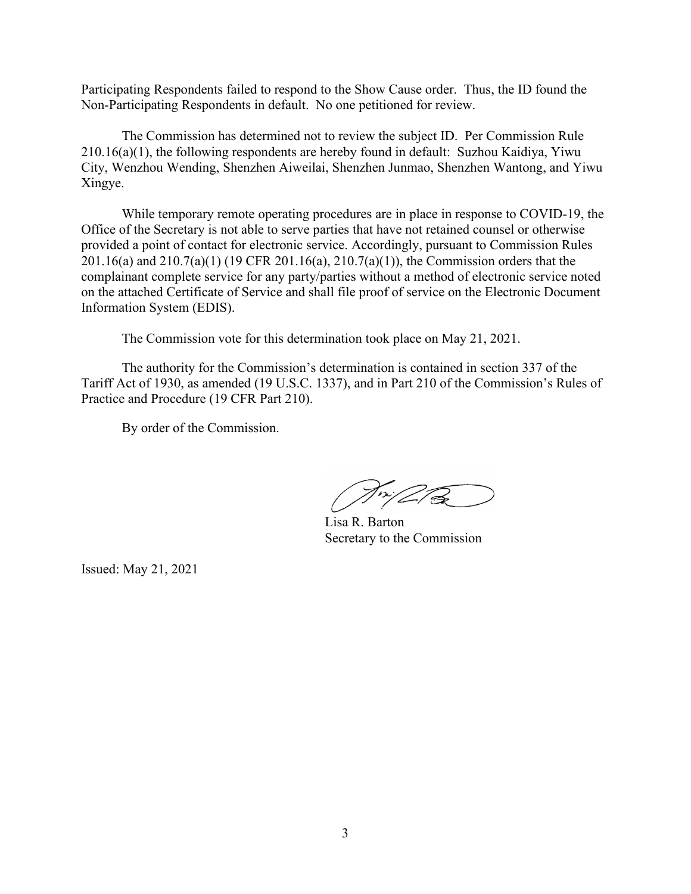Participating Respondents failed to respond to the Show Cause order. Thus, the ID found the Non-Participating Respondents in default. No one petitioned for review.

The Commission has determined not to review the subject ID. Per Commission Rule 210.16(a)(1), the following respondents are hereby found in default: Suzhou Kaidiya, Yiwu City, Wenzhou Wending, Shenzhen Aiweilai, Shenzhen Junmao, Shenzhen Wantong, and Yiwu Xingye.

While temporary remote operating procedures are in place in response to COVID-19, the Office of the Secretary is not able to serve parties that have not retained counsel or otherwise provided a point of contact for electronic service. Accordingly, pursuant to Commission Rules 201.16(a) and 210.7(a)(1) (19 CFR 201.16(a), 210.7(a)(1)), the Commission orders that the complainant complete service for any party/parties without a method of electronic service noted on the attached Certificate of Service and shall file proof of service on the Electronic Document Information System (EDIS).

The Commission vote for this determination took place on May 21, 2021.

The authority for the Commission's determination is contained in section 337 of the Tariff Act of 1930, as amended (19 U.S.C. 1337), and in Part 210 of the Commission's Rules of Practice and Procedure (19 CFR Part 210).

By order of the Commission.

Lisa R. Barton
Secretary to the Commission

Issued: May 21, 2021